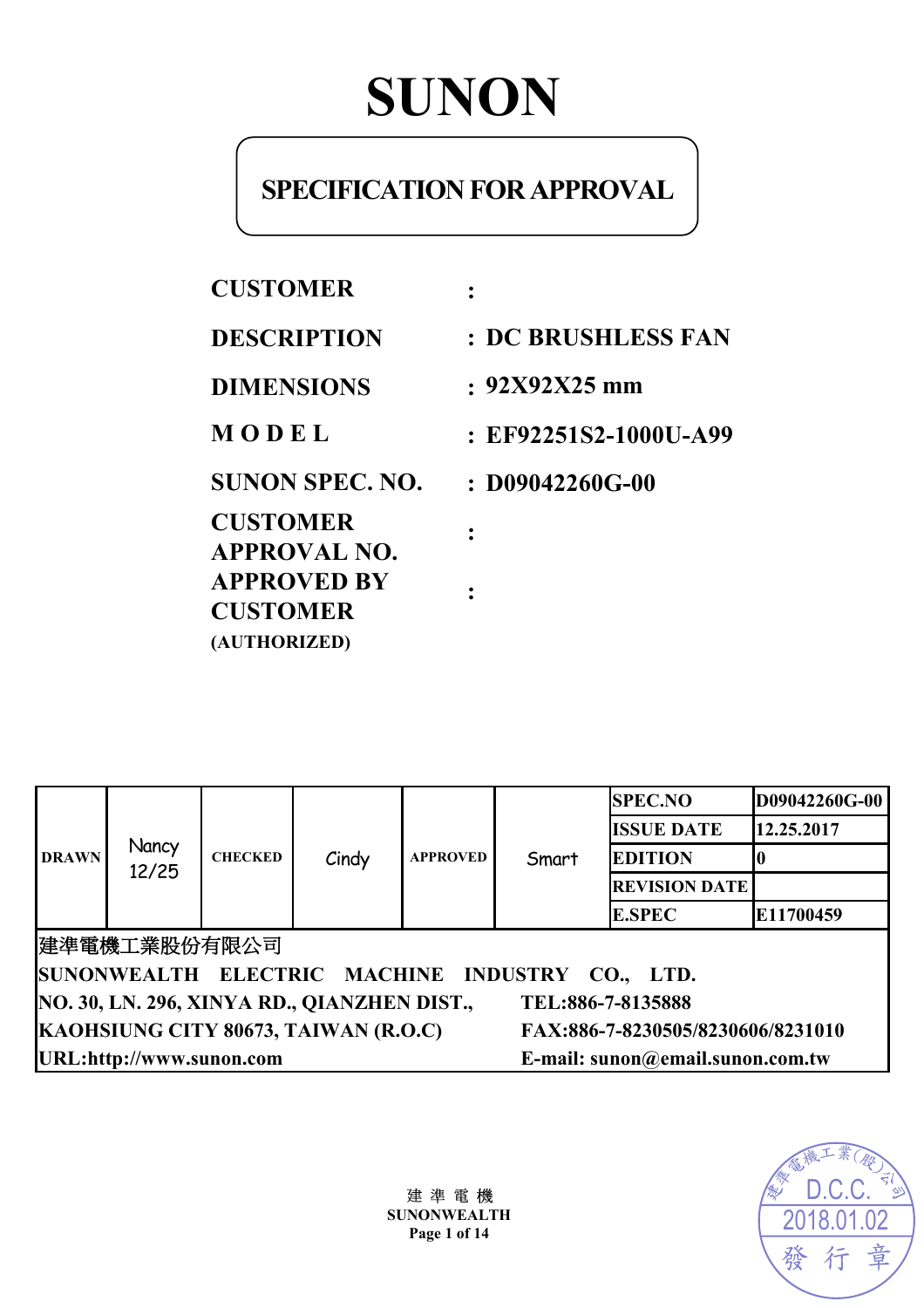# SUNON

## SPECIFICATION FOR APPROVAL

**CUSTOMER** :

**DESCRIPTION** : **DC BRUSHLESS FAN**

**DIMENSIONS** : **92X92X25 mm**

**M O D E L** : **EF92251S2-1000U-A99**

**SUNON SPEC. NO.** : **D09042260G-00**

**CUSTOMER APPROVAL NO.** :

**APPROVED BY CUSTOMER (AUTHORIZED)** :

| DRAWN | Nancy 12/25 | CHECKED | Cindy | APPROVED | Smart | SPEC.NO | D09042260G-00 |
|---|---|---|---|---|---|---|---|
| | | | | | | ISSUE DATE | 12.25.2017 |
| | | | | | | EDITION | 0 |
| | | | | | | REVISION DATE | |
| | | | | | | E.SPEC | E11700459 |

建準電機工業股份有限公司
**SUNONWEALTH ELECTRIC MACHINE INDUSTRY CO., LTD.**
**NO. 30, LN. 296, XINYA RD., QIANZHEN DIST., KAOHSIUNG CITY 80673, TAIWAN (R.O.C)**
**TEL:886-7-8135888**
**FAX:886-7-8230505/8230606/8231010**
**URL:http://www.sunon.com**
**E-mail: sunon@email.sunon.com.tw**

建 準 電 機
**SUNONWEALTH**

建準電機工業(股)公司 D.C.C. 2018.01.02 發行章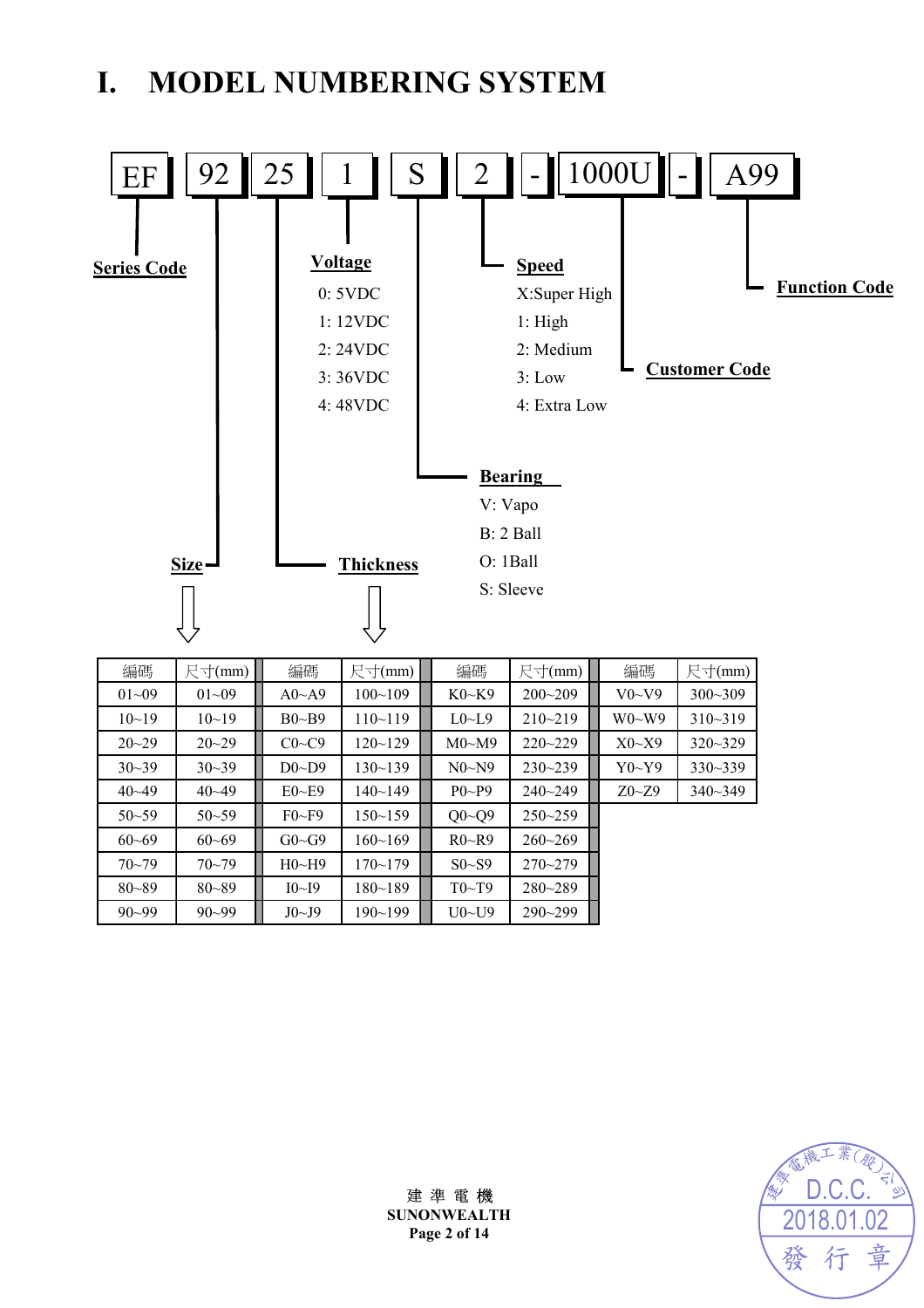# I. MODEL NUMBERING SYSTEM

EF | 92 | 25 | 1 | S | 2 | - | 1000U | - | A99

- EF: **Series Code**
- 92: **Size**
- 25: **Thickness**
- 1: **Voltage**
  - 0: 5VDC
  - 1: 12VDC
  - 2: 24VDC
  - 3: 36VDC
  - 4: 48VDC
- S: **Bearing**
  - V: Vapo
  - B: 2 Ball
  - O: 1Ball
  - S: Sleeve
- 2: **Speed**
  - X:Super High
  - 1: High
  - 2: Medium
  - 3: Low
  - 4: Extra Low
- 1000U: **Customer Code**
- A99: **Function Code**

| 編碼 | 尺寸(mm) | 編碼 | 尺寸(mm) | 編碼 | 尺寸(mm) | 編碼 | 尺寸(mm) |
|---|---|---|---|---|---|---|---|
| 01~09 | 01~09 | A0~A9 | 100~109 | K0~K9 | 200~209 | V0~V9 | 300~309 |
| 10~19 | 10~19 | B0~B9 | 110~119 | L0~L9 | 210~219 | W0~W9 | 310~319 |
| 20~29 | 20~29 | C0~C9 | 120~129 | M0~M9 | 220~229 | X0~X9 | 320~329 |
| 30~39 | 30~39 | D0~D9 | 130~139 | N0~N9 | 230~239 | Y0~Y9 | 330~339 |
| 40~49 | 40~49 | E0~E9 | 140~149 | P0~P9 | 240~249 | Z0~Z9 | 340~349 |
| 50~59 | 50~59 | F0~F9 | 150~159 | Q0~Q9 | 250~259 | | |
| 60~69 | 60~69 | G0~G9 | 160~169 | R0~R9 | 260~269 | | |
| 70~79 | 70~79 | H0~H9 | 170~179 | S0~S9 | 270~279 | | |
| 80~89 | 80~89 | I0~I9 | 180~189 | T0~T9 | 280~289 | | |
| 90~99 | 90~99 | J0~J9 | 190~199 | U0~U9 | 290~299 | | |

建準電機工業(股)公司 D.C.C. 2018.01.02 發行章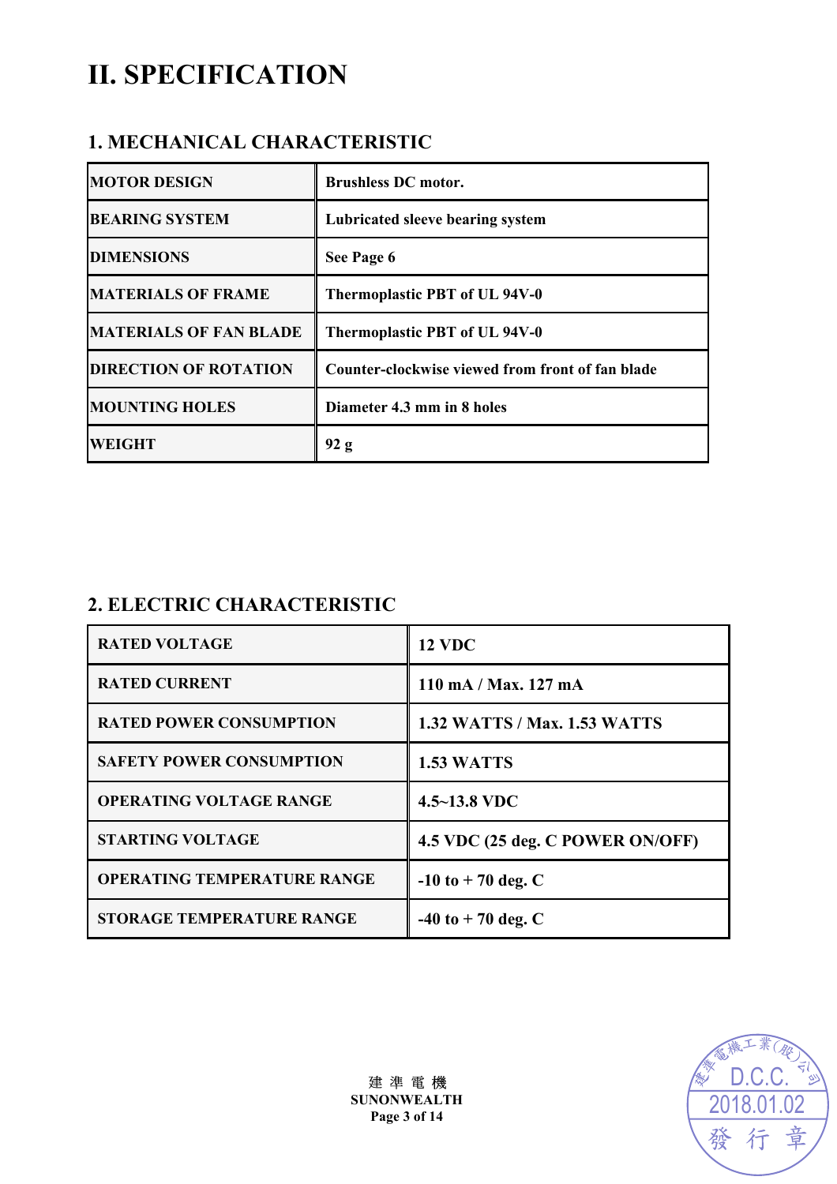# II. SPECIFICATION

## 1. MECHANICAL CHARACTERISTIC

| | |
|---|---|
| MOTOR DESIGN | Brushless DC motor. |
| BEARING SYSTEM | Lubricated sleeve bearing system |
| DIMENSIONS | See Page 6 |
| MATERIALS OF FRAME | Thermoplastic PBT of UL 94V-0 |
| MATERIALS OF FAN BLADE | Thermoplastic PBT of UL 94V-0 |
| DIRECTION OF ROTATION | Counter-clockwise viewed from front of fan blade |
| MOUNTING HOLES | Diameter 4.3 mm in 8 holes |
| WEIGHT | 92 g |

## 2. ELECTRIC CHARACTERISTIC

| | |
|---|---|
| RATED VOLTAGE | 12 VDC |
| RATED CURRENT | 110 mA / Max. 127 mA |
| RATED POWER CONSUMPTION | 1.32 WATTS / Max. 1.53 WATTS |
| SAFETY POWER CONSUMPTION | 1.53 WATTS |
| OPERATING VOLTAGE RANGE | 4.5~13.8 VDC |
| STARTING VOLTAGE | 4.5 VDC (25 deg. C POWER ON/OFF) |
| OPERATING TEMPERATURE RANGE | -10 to + 70 deg. C |
| STORAGE TEMPERATURE RANGE | -40 to + 70 deg. C |

建 準 電 機
SUNONWEALTH

建準電機工業(股)公司 D.C.C. 2018.01.02 發 行 章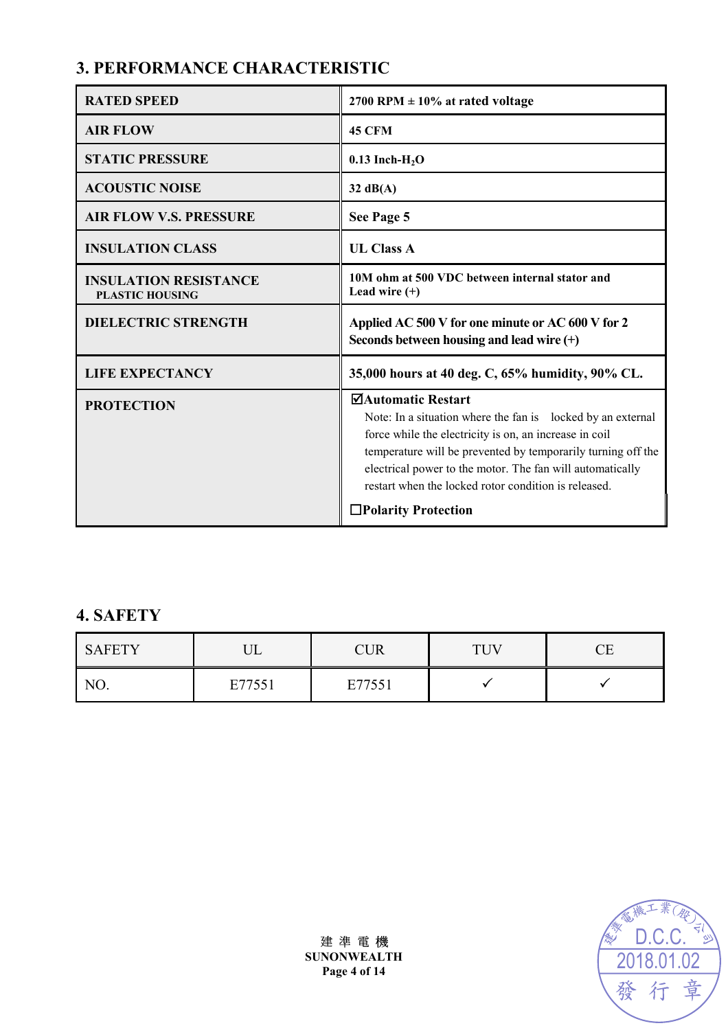## 3. PERFORMANCE CHARACTERISTIC

| | |
|---|---|
| **RATED SPEED** | **2700 RPM ± 10% at rated voltage** |
| **AIR FLOW** | **45 CFM** |
| **STATIC PRESSURE** | **0.13 Inch-$H_2O$** |
| **ACOUSTIC NOISE** | **32 dB(A)** |
| **AIR FLOW V.S. PRESSURE** | **See Page 5** |
| **INSULATION CLASS** | **UL Class A** |
| **INSULATION RESISTANCE** **PLASTIC HOUSING** | **10M ohm at 500 VDC between internal stator and Lead wire (+)** |
| **DIELECTRIC STRENGTH** | **Applied AC 500 V for one minute or AC 600 V for 2 Seconds between housing and lead wire (+)** |
| **LIFE EXPECTANCY** | **35,000 hours at 40 deg. C, 65% humidity, 90% CL.** |
| **PROTECTION** | ☑**Automatic Restart** Note: In a situation where the fan is locked by an external force while the electricity is on, an increase in coil temperature will be prevented by temporarily turning off the electrical power to the motor. The fan will automatically restart when the locked rotor condition is released. ☐**Polarity Protection** |

## 4. SAFETY

| SAFETY | UL | CUR | TUV | CE |
|---|---|---|---|---|
| NO. | E77551 | E77551 | ✓ | ✓ |

建 準 電 機
**SUNONWEALTH**

建準電機工業(股)公司 D.C.C. 2018.01.02 發行章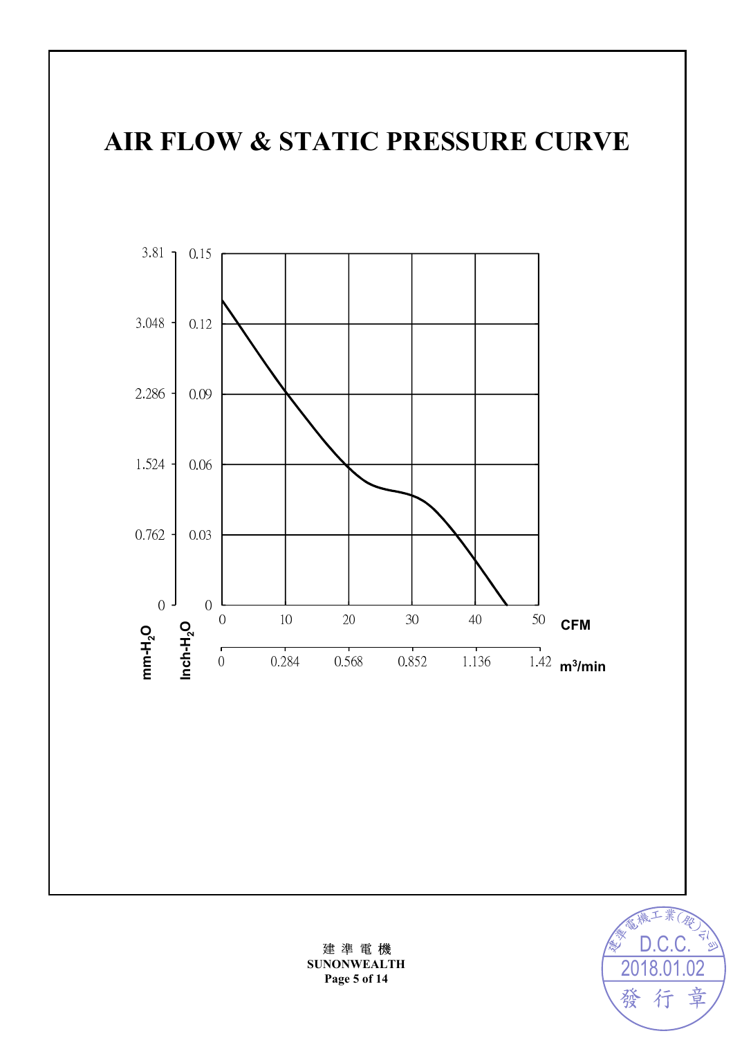# AIR FLOW & STATIC PRESSURE CURVE

| mm-$H_2O$ | Inch-$H_2O$ |
|---|---|
| 3.81 | 0.15 |
| 3.048 | 0.12 |
| 2.286 | 0.09 |
| 1.524 | 0.06 |
| 0.762 | 0.03 |
| 0 | 0 |

| CFM | 0 | 10 | 20 | 30 | 40 | 50 |
|---|---|---|---|---|---|---|
| $m^3$/min | 0 | 0.284 | 0.568 | 0.852 | 1.136 | 1.42 |

建 準 電 機
**SUNONWEALTH**

建準電機工業(股)公司 D.C.C. 2018.01.02 發行章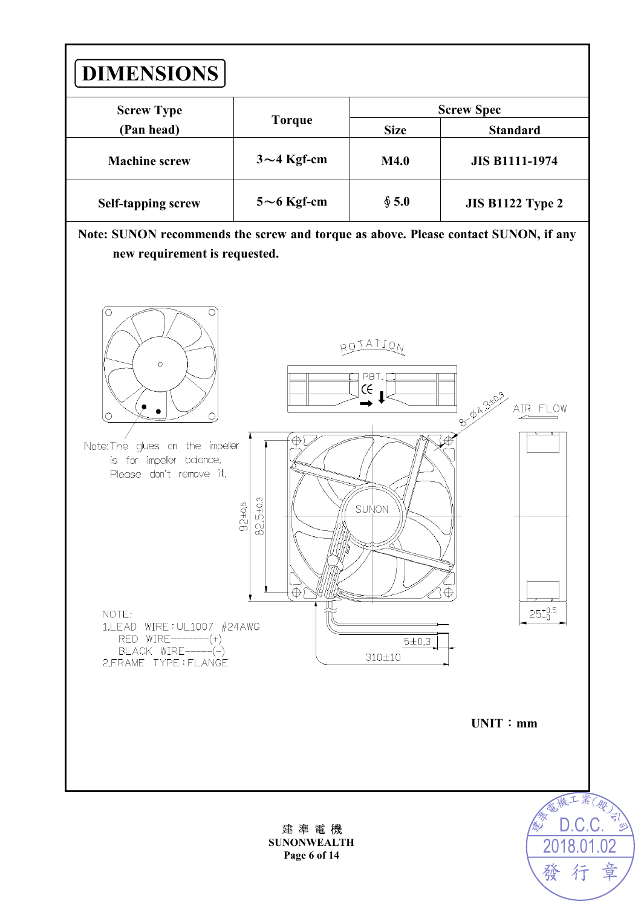# DIMENSIONS

| Screw Type (Pan head) | Torque | Screw Spec | |
|---|---|---|---|
| | | Size | Standard |
| Machine screw | 3～4 Kgf-cm | M4.0 | JIS B1111-1974 |
| Self-tapping screw | 5～6 Kgf-cm | § 5.0 | JIS B1122 Type 2 |

**Note: SUNON recommends the screw and torque as above. Please contact SUNON, if any new requirement is requested.**

ROTATION

PBT.

AIR FLOW

8-Ø4.3±0.3

Note: The glues on the impeller is for impeler balance. Please don't remove it.

92±0.5

82.5±0.3

SUNON

$25^{+0.5}_{-0}$

5±0.3

310±10

NOTE:
1.LEAD WIRE：UL1007 #24AWG
RED WIRE--------(+)
BLACK WIRE------(-)
2.FRAME TYPE：FLANGE

**UNIT：mm**

建 準 電 機
**SUNONWEALTH**

建準電機工業(股)公司
D.C.C.
2018.01.02
發 行 章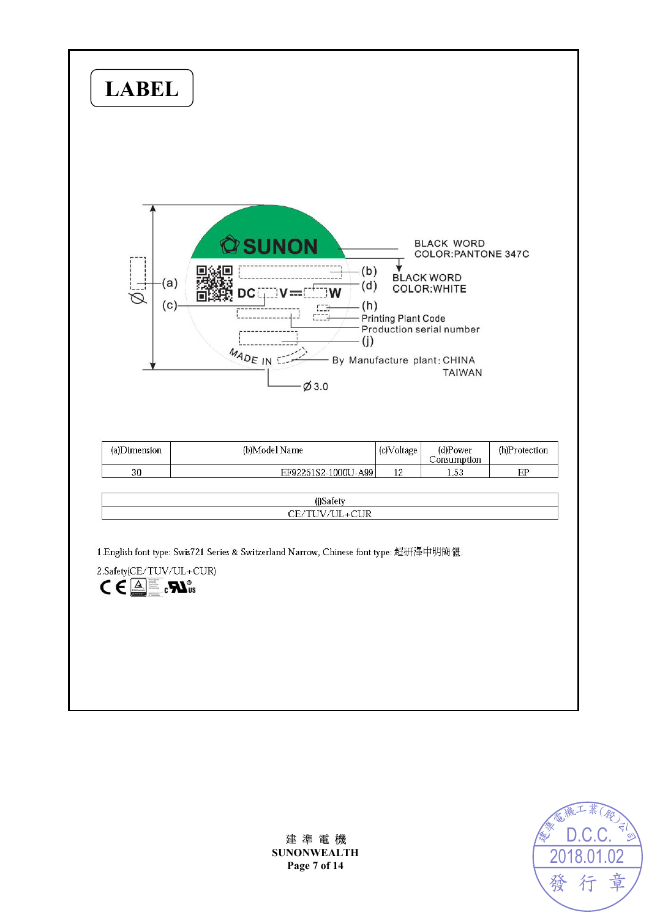# LABEL

BLACK WORD
COLOR:PANTONE 347C

BLACK WORD
COLOR:WHITE

SUNON

(a)

(b)

(c)

(d)

(h)

DC V W

Printing Plant Code

Production serial number

(j)

MADE IN

By Manufacture plant: CHINA
TAIWAN

Ø

Ø 3.0

| (a)Dimension | (b)Model Name | (c)Voltage | (d)Power Consumption | (h)Protection |
|---|---|---|---|---|
| 30 | EF92251S2-1000U-A99 | 12 | 1.53 | EP |

| (j)Safety |
|---|
| CE/TUV/UL+CUR |

1.English font type: Swis721 Series & Switzerland Narrow, Chinese font type: 超研澤中明簡體.

2.Safety(CE/TUV/UL+CUR)

CE c UL us

建準電機工業(股)公司
D.C.C.
2018.01.02
發 行 章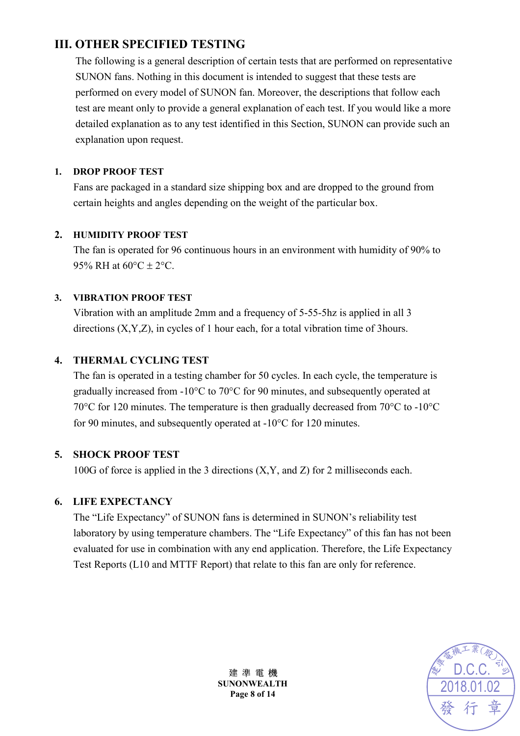## III. OTHER SPECIFIED TESTING

The following is a general description of certain tests that are performed on representative SUNON fans. Nothing in this document is intended to suggest that these tests are performed on every model of SUNON fan. Moreover, the descriptions that follow each test are meant only to provide a general explanation of each test. If you would like a more detailed explanation as to any test identified in this Section, SUNON can provide such an explanation upon request.

### 1. DROP PROOF TEST

Fans are packaged in a standard size shipping box and are dropped to the ground from certain heights and angles depending on the weight of the particular box.

### 2. HUMIDITY PROOF TEST

The fan is operated for 96 continuous hours in an environment with humidity of 90% to 95% RH at 60°C ± 2°C.

### 3. VIBRATION PROOF TEST

Vibration with an amplitude 2mm and a frequency of 5-55-5hz is applied in all 3 directions (X,Y,Z), in cycles of 1 hour each, for a total vibration time of 3hours.

### 4. THERMAL CYCLING TEST

The fan is operated in a testing chamber for 50 cycles. In each cycle, the temperature is gradually increased from -10°C to 70°C for 90 minutes, and subsequently operated at 70°C for 120 minutes. The temperature is then gradually decreased from 70°C to -10°C for 90 minutes, and subsequently operated at -10°C for 120 minutes.

### 5. SHOCK PROOF TEST

100G of force is applied in the 3 directions (X,Y, and Z) for 2 milliseconds each.

### 6. LIFE EXPECTANCY

The "Life Expectancy" of SUNON fans is determined in SUNON's reliability test laboratory by using temperature chambers. The "Life Expectancy" of this fan has not been evaluated for use in combination with any end application. Therefore, the Life Expectancy Test Reports (L10 and MTTF Report) that relate to this fan are only for reference.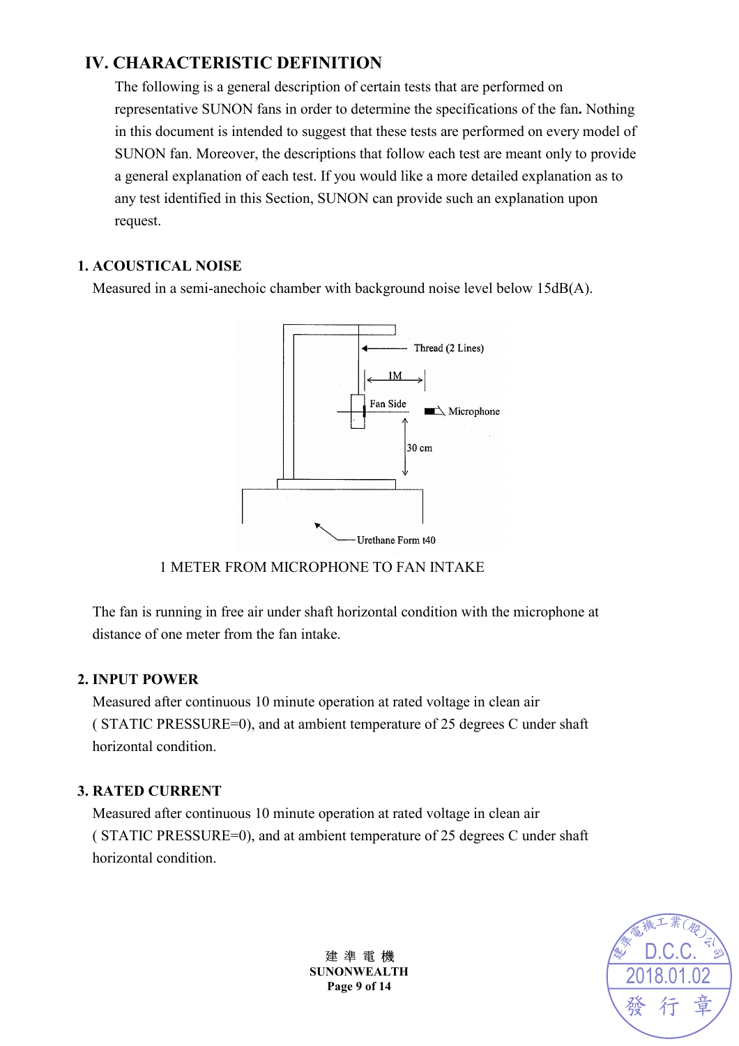## IV. CHARACTERISTIC DEFINITION

The following is a general description of certain tests that are performed on representative SUNON fans in order to determine the specifications of the fan. Nothing in this document is intended to suggest that these tests are performed on every model of SUNON fan. Moreover, the descriptions that follow each test are meant only to provide a general explanation of each test. If you would like a more detailed explanation as to any test identified in this Section, SUNON can provide such an explanation upon request.

### 1. ACOUSTICAL NOISE

Measured in a semi-anechoic chamber with background noise level below 15dB(A).

Thread (2 Lines)

1M

Fan Side

Microphone

30 cm

Urethane Form t40

1 METER FROM MICROPHONE TO FAN INTAKE

The fan is running in free air under shaft horizontal condition with the microphone at distance of one meter from the fan intake.

### 2. INPUT POWER

Measured after continuous 10 minute operation at rated voltage in clean air ( STATIC PRESSURE=0), and at ambient temperature of 25 degrees C under shaft horizontal condition.

### 3. RATED CURRENT

Measured after continuous 10 minute operation at rated voltage in clean air ( STATIC PRESSURE=0), and at ambient temperature of 25 degrees C under shaft horizontal condition.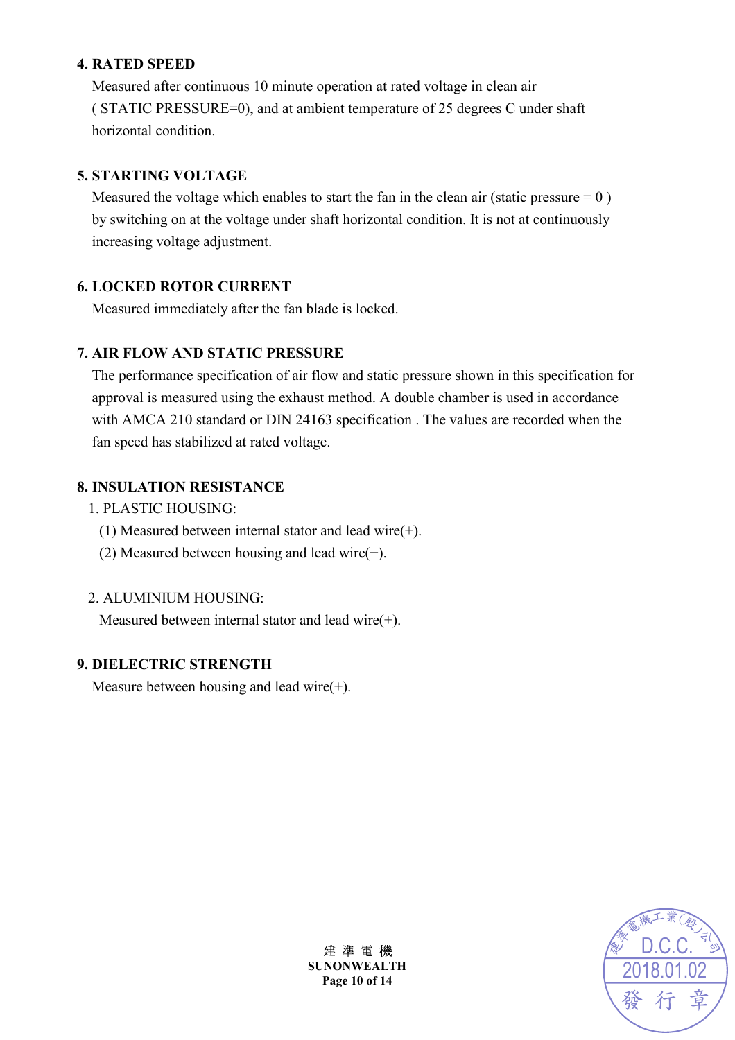**4. RATED SPEED**

Measured after continuous 10 minute operation at rated voltage in clean air ( STATIC PRESSURE=0), and at ambient temperature of 25 degrees C under shaft horizontal condition.

**5. STARTING VOLTAGE**

Measured the voltage which enables to start the fan in the clean air (static pressure = 0 ) by switching on at the voltage under shaft horizontal condition. It is not at continuously increasing voltage adjustment.

**6. LOCKED ROTOR CURRENT**

Measured immediately after the fan blade is locked.

**7. AIR FLOW AND STATIC PRESSURE**

The performance specification of air flow and static pressure shown in this specification for approval is measured using the exhaust method. A double chamber is used in accordance with AMCA 210 standard or DIN 24163 specification . The values are recorded when the fan speed has stabilized at rated voltage.

**8. INSULATION RESISTANCE**

1. PLASTIC HOUSING:
   (1) Measured between internal stator and lead wire(+).
   (2) Measured between housing and lead wire(+).

2. ALUMINIUM HOUSING:
   Measured between internal stator and lead wire(+).

**9. DIELECTRIC STRENGTH**

Measure between housing and lead wire(+).

建 準 電 機
**SUNONWEALTH**

建準電機工業(股)公司 D.C.C. 2018.01.02 發行章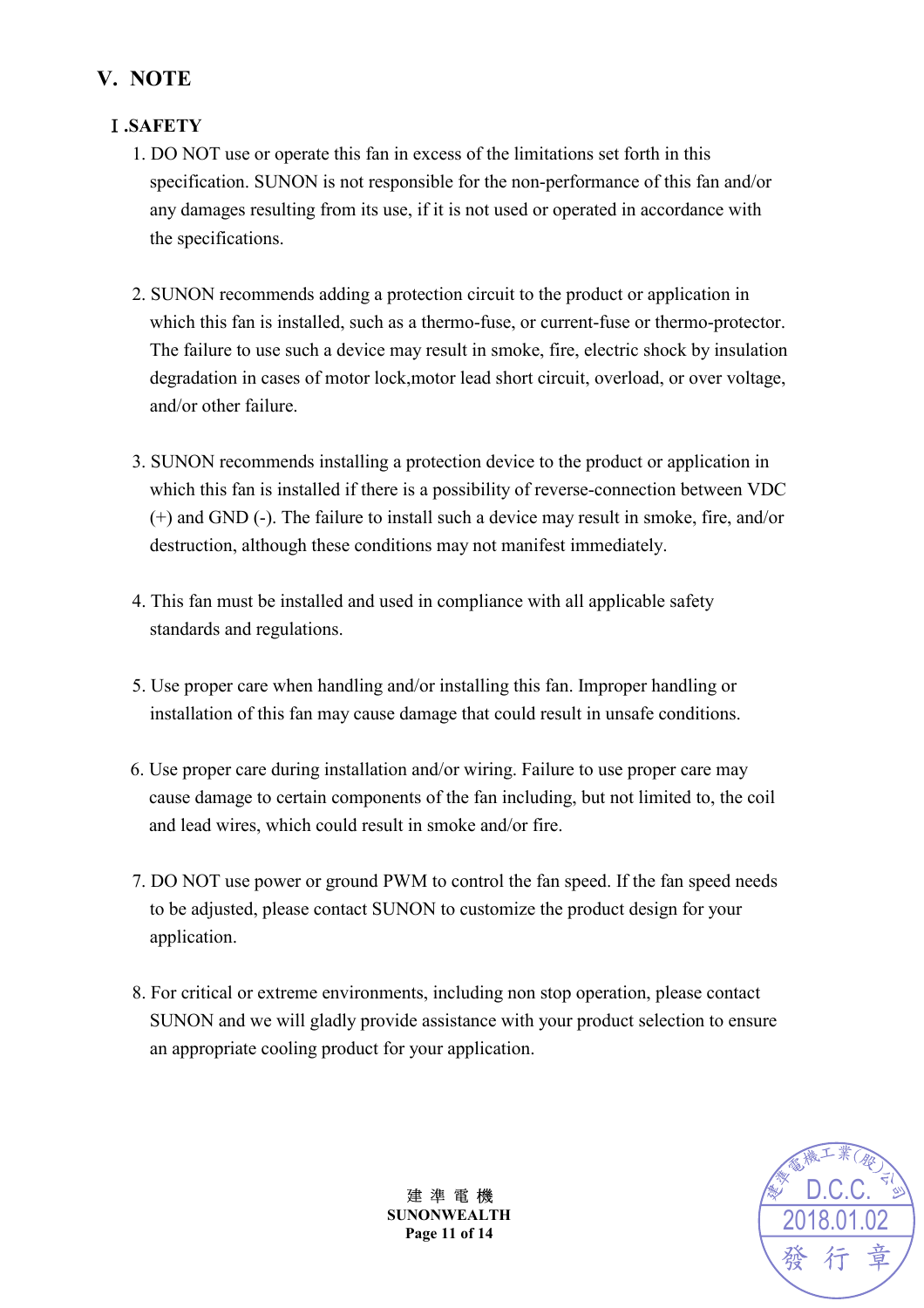## V. NOTE

### Ⅰ.SAFETY

1. DO NOT use or operate this fan in excess of the limitations set forth in this specification. SUNON is not responsible for the non-performance of this fan and/or any damages resulting from its use, if it is not used or operated in accordance with the specifications.

2. SUNON recommends adding a protection circuit to the product or application in which this fan is installed, such as a thermo-fuse, or current-fuse or thermo-protector. The failure to use such a device may result in smoke, fire, electric shock by insulation degradation in cases of motor lock,motor lead short circuit, overload, or over voltage, and/or other failure.

3. SUNON recommends installing a protection device to the product or application in which this fan is installed if there is a possibility of reverse-connection between VDC (+) and GND (-). The failure to install such a device may result in smoke, fire, and/or destruction, although these conditions may not manifest immediately.

4. This fan must be installed and used in compliance with all applicable safety standards and regulations.

5. Use proper care when handling and/or installing this fan. Improper handling or installation of this fan may cause damage that could result in unsafe conditions.

6. Use proper care during installation and/or wiring. Failure to use proper care may cause damage to certain components of the fan including, but not limited to, the coil and lead wires, which could result in smoke and/or fire.

7. DO NOT use power or ground PWM to control the fan speed. If the fan speed needs to be adjusted, please contact SUNON to customize the product design for your application.

8. For critical or extreme environments, including non stop operation, please contact SUNON and we will gladly provide assistance with your product selection to ensure an appropriate cooling product for your application.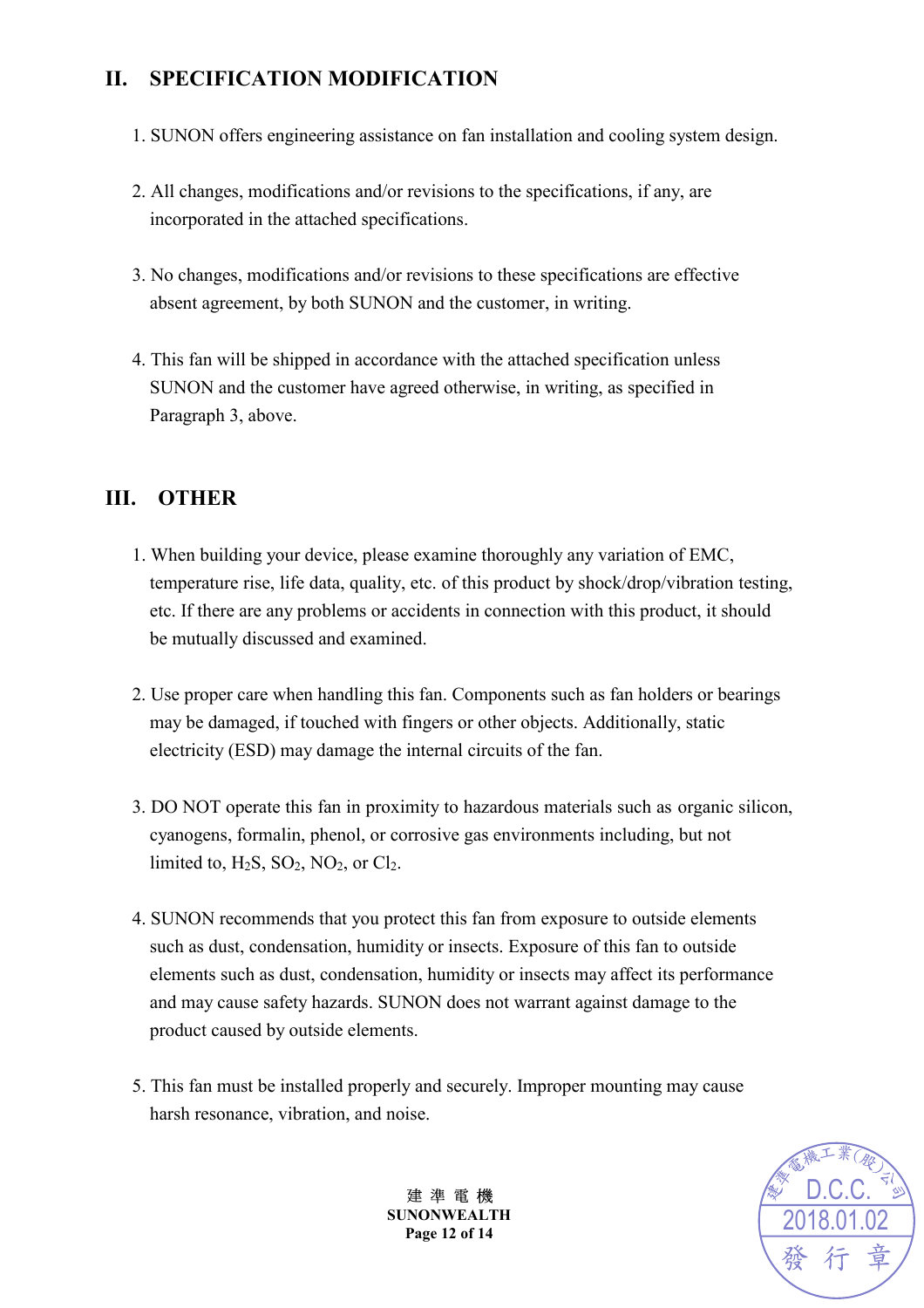## II. SPECIFICATION MODIFICATION

1. SUNON offers engineering assistance on fan installation and cooling system design.

2. All changes, modifications and/or revisions to the specifications, if any, are incorporated in the attached specifications.

3. No changes, modifications and/or revisions to these specifications are effective absent agreement, by both SUNON and the customer, in writing.

4. This fan will be shipped in accordance with the attached specification unless SUNON and the customer have agreed otherwise, in writing, as specified in Paragraph 3, above.

## III. OTHER

1. When building your device, please examine thoroughly any variation of EMC, temperature rise, life data, quality, etc. of this product by shock/drop/vibration testing, etc. If there are any problems or accidents in connection with this product, it should be mutually discussed and examined.

2. Use proper care when handling this fan. Components such as fan holders or bearings may be damaged, if touched with fingers or other objects. Additionally, static electricity (ESD) may damage the internal circuits of the fan.

3. DO NOT operate this fan in proximity to hazardous materials such as organic silicon, cyanogens, formalin, phenol, or corrosive gas environments including, but not limited to, $H_2S$, $SO_2$, $NO_2$, or $Cl_2$.

4. SUNON recommends that you protect this fan from exposure to outside elements such as dust, condensation, humidity or insects. Exposure of this fan to outside elements such as dust, condensation, humidity or insects may affect its performance and may cause safety hazards. SUNON does not warrant against damage to the product caused by outside elements.

5. This fan must be installed properly and securely. Improper mounting may cause harsh resonance, vibration, and noise.

建 準 電 機
**SUNONWEALTH**

建準電機工業(股)公司 D.C.C. 2018.01.02 發行章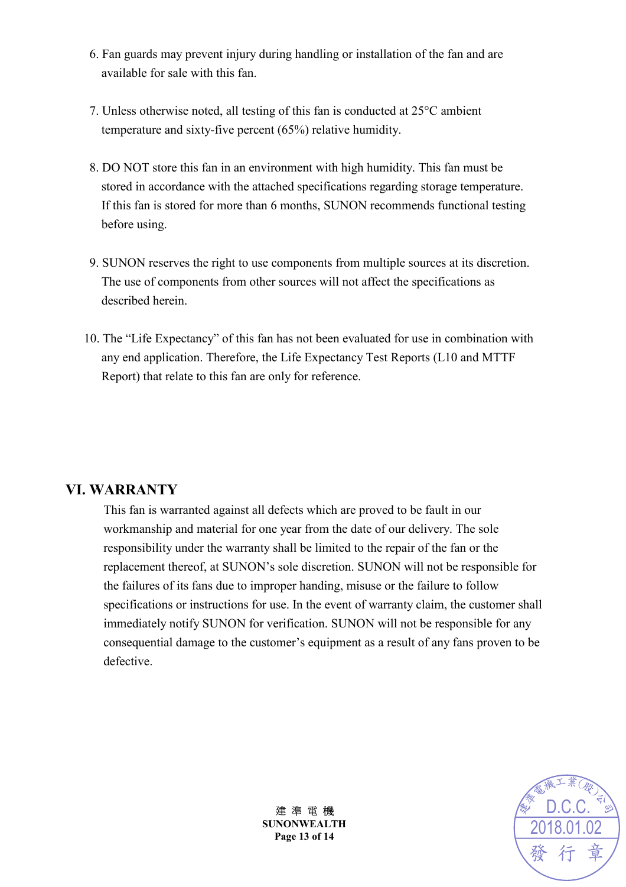6. Fan guards may prevent injury during handling or installation of the fan and are available for sale with this fan.

7. Unless otherwise noted, all testing of this fan is conducted at 25°C ambient temperature and sixty-five percent (65%) relative humidity.

8. DO NOT store this fan in an environment with high humidity. This fan must be stored in accordance with the attached specifications regarding storage temperature. If this fan is stored for more than 6 months, SUNON recommends functional testing before using.

9. SUNON reserves the right to use components from multiple sources at its discretion. The use of components from other sources will not affect the specifications as described herein.

10. The "Life Expectancy" of this fan has not been evaluated for use in combination with any end application. Therefore, the Life Expectancy Test Reports (L10 and MTTF Report) that relate to this fan are only for reference.

## VI. WARRANTY

This fan is warranted against all defects which are proved to be fault in our workmanship and material for one year from the date of our delivery. The sole responsibility under the warranty shall be limited to the repair of the fan or the replacement thereof, at SUNON's sole discretion. SUNON will not be responsible for the failures of its fans due to improper handing, misuse or the failure to follow specifications or instructions for use. In the event of warranty claim, the customer shall immediately notify SUNON for verification. SUNON will not be responsible for any consequential damage to the customer's equipment as a result of any fans proven to be defective.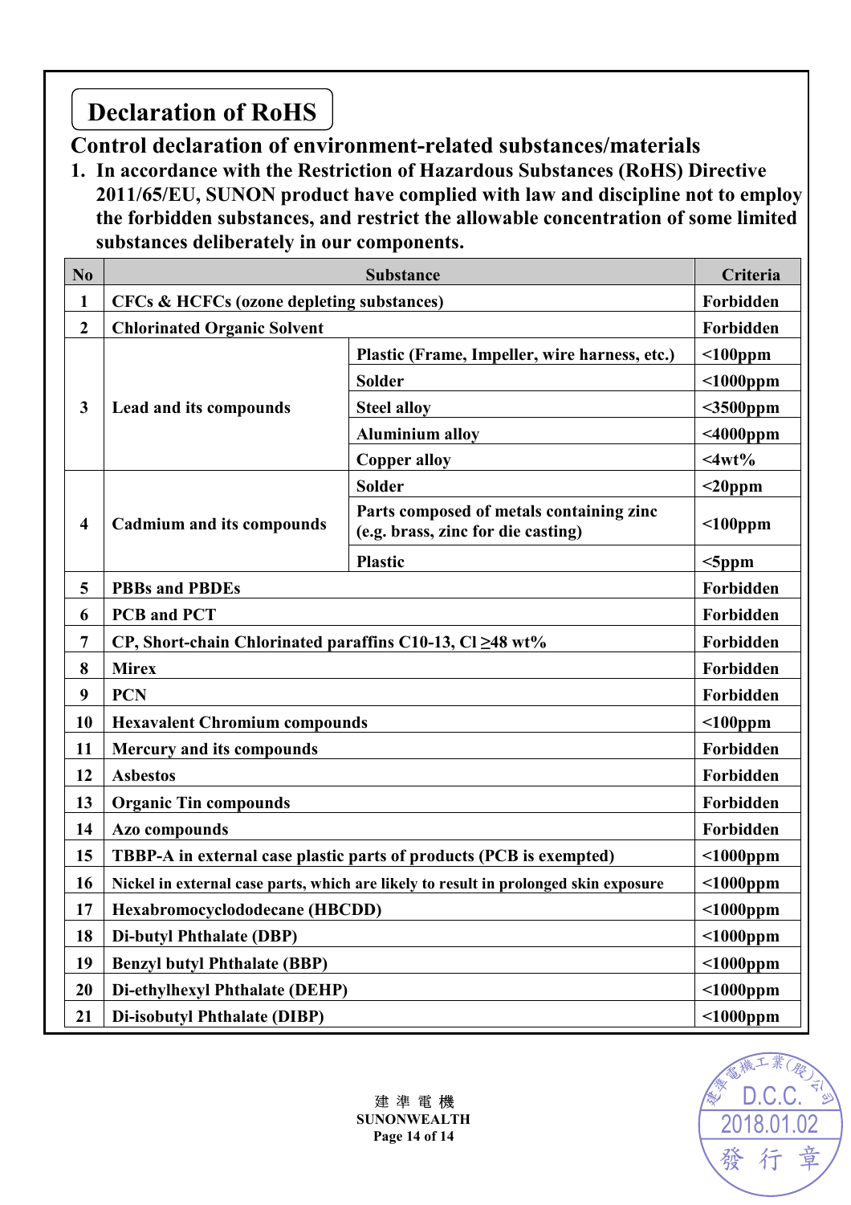## Declaration of RoHS

### Control declaration of environment-related substances/materials

1. In accordance with the Restriction of Hazardous Substances (RoHS) Directive 2011/65/EU, SUNON product have complied with law and discipline not to employ the forbidden substances, and restrict the allowable concentration of some limited substances deliberately in our components.

| No | Substance | | Criteria |
|---|---|---|---|
| 1 | CFCs & HCFCs (ozone depleting substances) | | Forbidden |
| 2 | Chlorinated Organic Solvent | | Forbidden |
| 3 | Lead and its compounds | Plastic (Frame, Impeller, wire harness, etc.) | <100ppm |
| | | Solder | <1000ppm |
| | | Steel alloy | <3500ppm |
| | | Aluminium alloy | <4000ppm |
| | | Copper alloy | <4wt% |
| 4 | Cadmium and its compounds | Solder | <20ppm |
| | | Parts composed of metals containing zinc (e.g. brass, zinc for die casting) | <100ppm |
| | | Plastic | <5ppm |
| 5 | PBBs and PBDEs | | Forbidden |
| 6 | PCB and PCT | | Forbidden |
| 7 | CP, Short-chain Chlorinated paraffins C10-13, Cl ≥48 wt% | | Forbidden |
| 8 | Mirex | | Forbidden |
| 9 | PCN | | Forbidden |
| 10 | Hexavalent Chromium compounds | | <100ppm |
| 11 | Mercury and its compounds | | Forbidden |
| 12 | Asbestos | | Forbidden |
| 13 | Organic Tin compounds | | Forbidden |
| 14 | Azo compounds | | Forbidden |
| 15 | TBBP-A in external case plastic parts of products (PCB is exempted) | | <1000ppm |
| 16 | Nickel in external case parts, which are likely to result in prolonged skin exposure | | <1000ppm |
| 17 | Hexabromocyclododecane (HBCDD) | | <1000ppm |
| 18 | Di-butyl Phthalate (DBP) | | <1000ppm |
| 19 | Benzyl butyl Phthalate (BBP) | | <1000ppm |
| 20 | Di-ethylhexyl Phthalate (DEHP) | | <1000ppm |
| 21 | Di-isobutyl Phthalate (DIBP) | | <1000ppm |

建 準 電 機
SUNONWEALTH

建準電機工業(股)公司 D.C.C. 2018.01.02 發行章